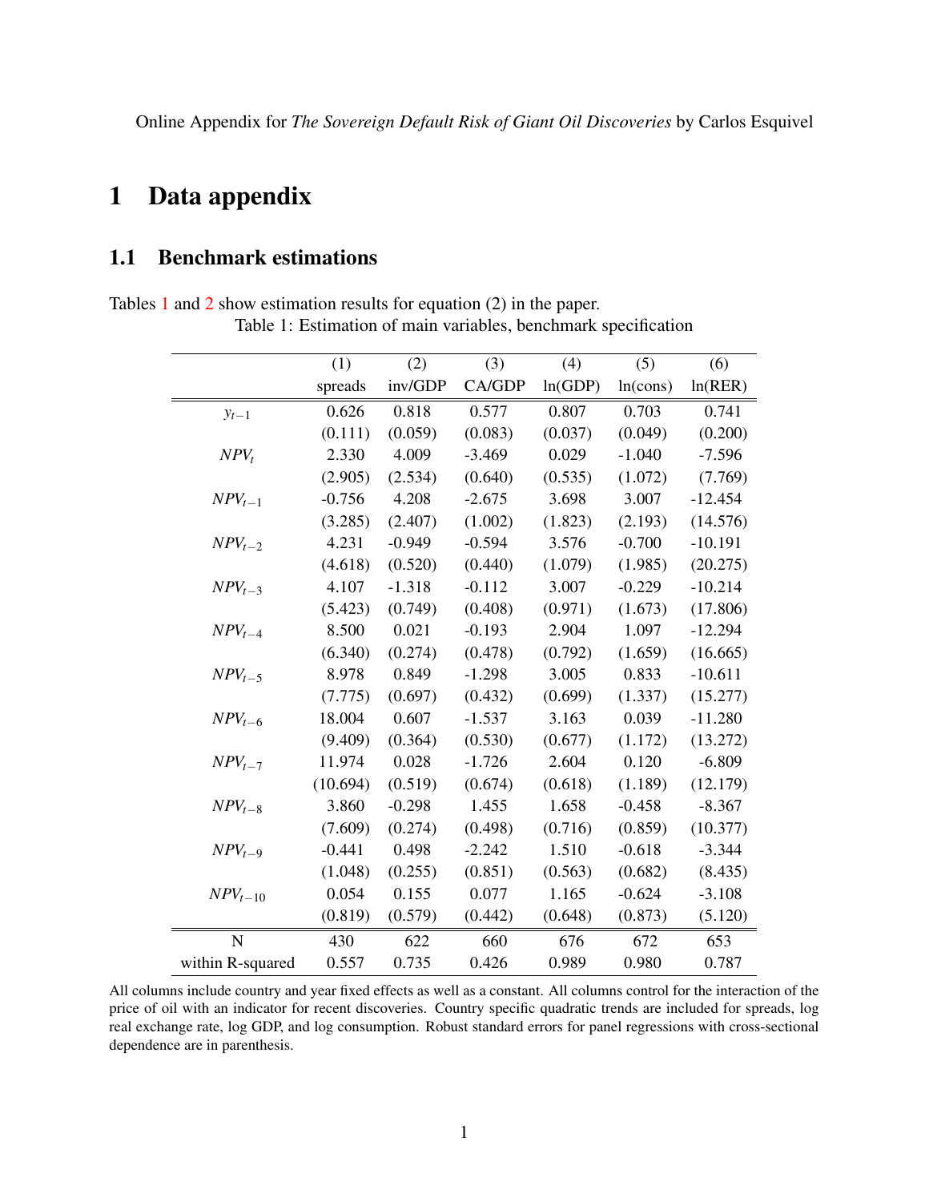Online Appendix for *The Sovereign Default Risk of Giant Oil Discoveries* by Carlos Esquivel

# 1 Data appendix

## 1.1 Benchmark estimations

Tables 1 and 2 show estimation results for equation (2) in the paper.

Table 1: Estimation of main variables, benchmark specification

| | (1) | (2) | (3) | (4) | (5) | (6) |
|---|---|---|---|---|---|---|
| | spreads | inv/GDP | CA/GDP | ln(GDP) | ln(cons) | ln(RER) |
| $y_{t-1}$ | 0.626 | 0.818 | 0.577 | 0.807 | 0.703 | 0.741 |
| | (0.111) | (0.059) | (0.083) | (0.037) | (0.049) | (0.200) |
| $NPV_t$ | 2.330 | 4.009 | -3.469 | 0.029 | -1.040 | -7.596 |
| | (2.905) | (2.534) | (0.640) | (0.535) | (1.072) | (7.769) |
| $NPV_{t-1}$ | -0.756 | 4.208 | -2.675 | 3.698 | 3.007 | -12.454 |
| | (3.285) | (2.407) | (1.002) | (1.823) | (2.193) | (14.576) |
| $NPV_{t-2}$ | 4.231 | -0.949 | -0.594 | 3.576 | -0.700 | -10.191 |
| | (4.618) | (0.520) | (0.440) | (1.079) | (1.985) | (20.275) |
| $NPV_{t-3}$ | 4.107 | -1.318 | -0.112 | 3.007 | -0.229 | -10.214 |
| | (5.423) | (0.749) | (0.408) | (0.971) | (1.673) | (17.806) |
| $NPV_{t-4}$ | 8.500 | 0.021 | -0.193 | 2.904 | 1.097 | -12.294 |
| | (6.340) | (0.274) | (0.478) | (0.792) | (1.659) | (16.665) |
| $NPV_{t-5}$ | 8.978 | 0.849 | -1.298 | 3.005 | 0.833 | -10.611 |
| | (7.775) | (0.697) | (0.432) | (0.699) | (1.337) | (15.277) |
| $NPV_{t-6}$ | 18.004 | 0.607 | -1.537 | 3.163 | 0.039 | -11.280 |
| | (9.409) | (0.364) | (0.530) | (0.677) | (1.172) | (13.272) |
| $NPV_{t-7}$ | 11.974 | 0.028 | -1.726 | 2.604 | 0.120 | -6.809 |
| | (10.694) | (0.519) | (0.674) | (0.618) | (1.189) | (12.179) |
| $NPV_{t-8}$ | 3.860 | -0.298 | 1.455 | 1.658 | -0.458 | -8.367 |
| | (7.609) | (0.274) | (0.498) | (0.716) | (0.859) | (10.377) |
| $NPV_{t-9}$ | -0.441 | 0.498 | -2.242 | 1.510 | -0.618 | -3.344 |
| | (1.048) | (0.255) | (0.851) | (0.563) | (0.682) | (8.435) |
| $NPV_{t-10}$ | 0.054 | 0.155 | 0.077 | 1.165 | -0.624 | -3.108 |
| | (0.819) | (0.579) | (0.442) | (0.648) | (0.873) | (5.120) |
| N | 430 | 622 | 660 | 676 | 672 | 653 |
| within R-squared | 0.557 | 0.735 | 0.426 | 0.989 | 0.980 | 0.787 |

All columns include country and year fixed effects as well as a constant. All columns control for the interaction of the price of oil with an indicator for recent discoveries. Country specific quadratic trends are included for spreads, log real exchange rate, log GDP, and log consumption. Robust standard errors for panel regressions with cross-sectional dependence are in parenthesis.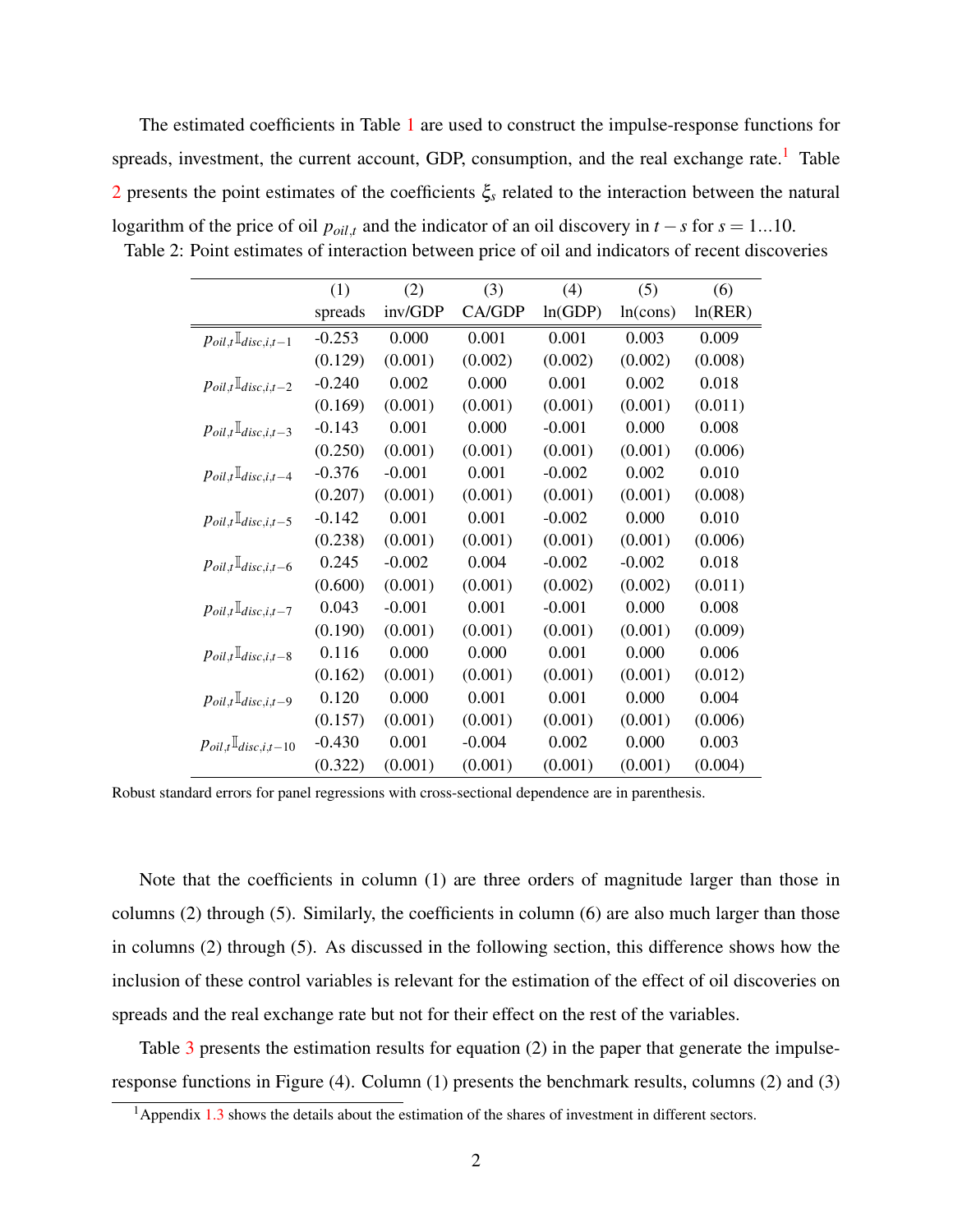The estimated coefficients in Table 1 are used to construct the impulse-response functions for spreads, investment, the current account, GDP, consumption, and the real exchange rate.[1] Table 2 presents the point estimates of the coefficients $\xi_s$ related to the interaction between the natural logarithm of the price of oil $p_{oil,t}$ and the indicator of an oil discovery in $t-s$ for $s = 1...10$.

Table 2: Point estimates of interaction between price of oil and indicators of recent discoveries

| | (1) spreads | (2) inv/GDP | (3) CA/GDP | (4) ln(GDP) | (5) ln(cons) | (6) ln(RER) |
|---|---|---|---|---|---|---|
| $p_{oil,t}\mathbb{I}_{disc,i,t-1}$ | -0.253 | 0.000 | 0.001 | 0.001 | 0.003 | 0.009 |
| | (0.129) | (0.001) | (0.002) | (0.002) | (0.002) | (0.008) |
| $p_{oil,t}\mathbb{I}_{disc,i,t-2}$ | -0.240 | 0.002 | 0.000 | 0.001 | 0.002 | 0.018 |
| | (0.169) | (0.001) | (0.001) | (0.001) | (0.001) | (0.011) |
| $p_{oil,t}\mathbb{I}_{disc,i,t-3}$ | -0.143 | 0.001 | 0.000 | -0.001 | 0.000 | 0.008 |
| | (0.250) | (0.001) | (0.001) | (0.001) | (0.001) | (0.006) |
| $p_{oil,t}\mathbb{I}_{disc,i,t-4}$ | -0.376 | -0.001 | 0.001 | -0.002 | 0.002 | 0.010 |
| | (0.207) | (0.001) | (0.001) | (0.001) | (0.001) | (0.008) |
| $p_{oil,t}\mathbb{I}_{disc,i,t-5}$ | -0.142 | 0.001 | 0.001 | -0.002 | 0.000 | 0.010 |
| | (0.238) | (0.001) | (0.001) | (0.001) | (0.001) | (0.006) |
| $p_{oil,t}\mathbb{I}_{disc,i,t-6}$ | 0.245 | -0.002 | 0.004 | -0.002 | -0.002 | 0.018 |
| | (0.600) | (0.001) | (0.001) | (0.002) | (0.002) | (0.011) |
| $p_{oil,t}\mathbb{I}_{disc,i,t-7}$ | 0.043 | -0.001 | 0.001 | -0.001 | 0.000 | 0.008 |
| | (0.190) | (0.001) | (0.001) | (0.001) | (0.001) | (0.009) |
| $p_{oil,t}\mathbb{I}_{disc,i,t-8}$ | 0.116 | 0.000 | 0.000 | 0.001 | 0.000 | 0.006 |
| | (0.162) | (0.001) | (0.001) | (0.001) | (0.001) | (0.012) |
| $p_{oil,t}\mathbb{I}_{disc,i,t-9}$ | 0.120 | 0.000 | 0.001 | 0.001 | 0.000 | 0.004 |
| | (0.157) | (0.001) | (0.001) | (0.001) | (0.001) | (0.006) |
| $p_{oil,t}\mathbb{I}_{disc,i,t-10}$ | -0.430 | 0.001 | -0.004 | 0.002 | 0.000 | 0.003 |
| | (0.322) | (0.001) | (0.001) | (0.001) | (0.001) | (0.004) |

Robust standard errors for panel regressions with cross-sectional dependence are in parenthesis.

Note that the coefficients in column (1) are three orders of magnitude larger than those in columns (2) through (5). Similarly, the coefficients in column (6) are also much larger than those in columns (2) through (5). As discussed in the following section, this difference shows how the inclusion of these control variables is relevant for the estimation of the effect of oil discoveries on spreads and the real exchange rate but not for their effect on the rest of the variables.

Table 3 presents the estimation results for equation (2) in the paper that generate the impulse-response functions in Figure (4). Column (1) presents the benchmark results, columns (2) and (3)

[1] Appendix 1.3 shows the details about the estimation of the shares of investment in different sectors.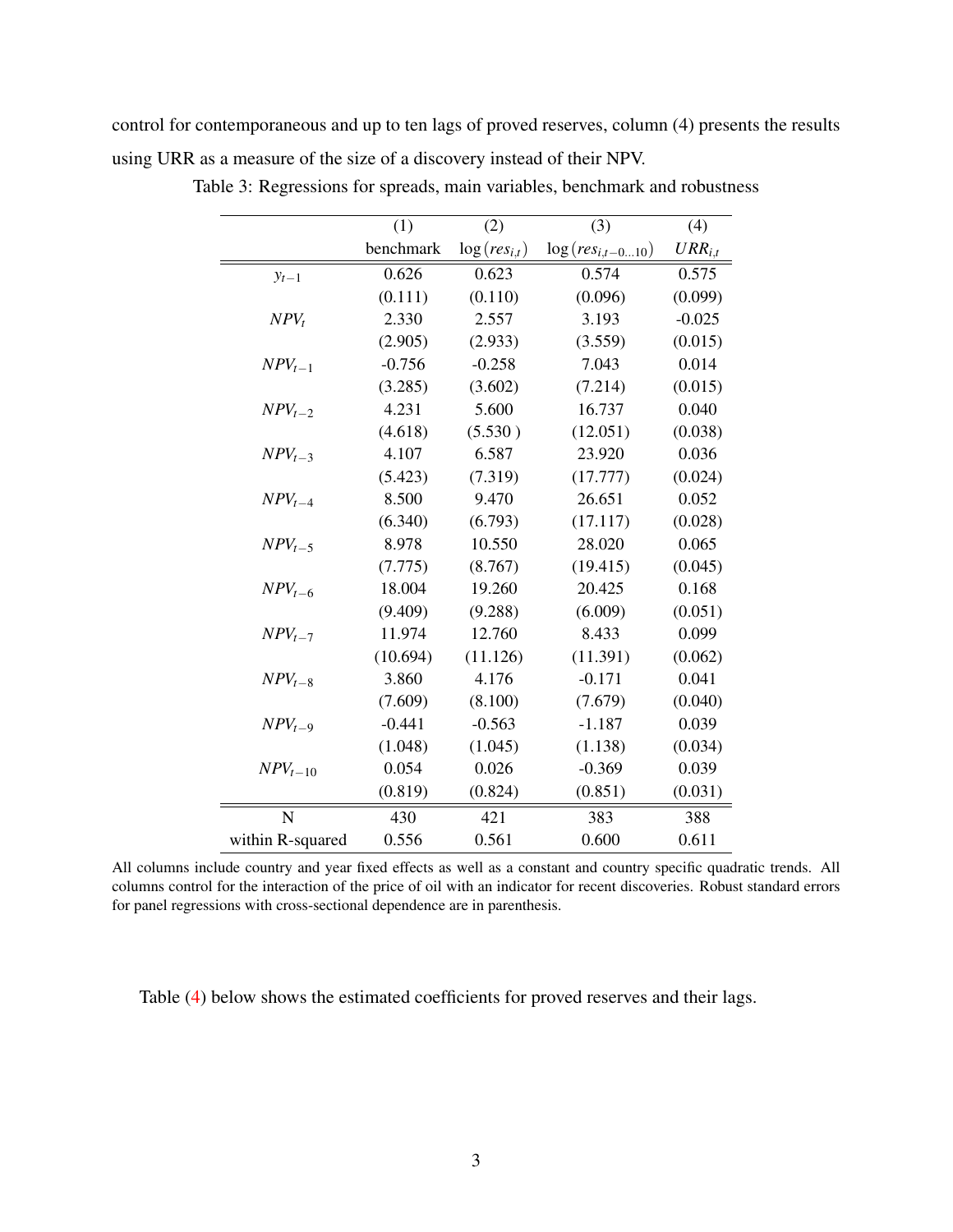control for contemporaneous and up to ten lags of proved reserves, column (4) presents the results using URR as a measure of the size of a discovery instead of their NPV.

Table 3: Regressions for spreads, main variables, benchmark and robustness

| | (1) | (2) | (3) | (4) |
|---|---|---|---|---|
| | benchmark | $\log(res_{i,t})$ | $\log(res_{i,t-0...10})$ | $URR_{i,t}$ |
| $y_{t-1}$ | 0.626 | 0.623 | 0.574 | 0.575 |
| | (0.111) | (0.110) | (0.096) | (0.099) |
| $NPV_t$ | 2.330 | 2.557 | 3.193 | -0.025 |
| | (2.905) | (2.933) | (3.559) | (0.015) |
| $NPV_{t-1}$ | -0.756 | -0.258 | 7.043 | 0.014 |
| | (3.285) | (3.602) | (7.214) | (0.015) |
| $NPV_{t-2}$ | 4.231 | 5.600 | 16.737 | 0.040 |
| | (4.618) | (5.530 ) | (12.051) | (0.038) |
| $NPV_{t-3}$ | 4.107 | 6.587 | 23.920 | 0.036 |
| | (5.423) | (7.319) | (17.777) | (0.024) |
| $NPV_{t-4}$ | 8.500 | 9.470 | 26.651 | 0.052 |
| | (6.340) | (6.793) | (17.117) | (0.028) |
| $NPV_{t-5}$ | 8.978 | 10.550 | 28.020 | 0.065 |
| | (7.775) | (8.767) | (19.415) | (0.045) |
| $NPV_{t-6}$ | 18.004 | 19.260 | 20.425 | 0.168 |
| | (9.409) | (9.288) | (6.009) | (0.051) |
| $NPV_{t-7}$ | 11.974 | 12.760 | 8.433 | 0.099 |
| | (10.694) | (11.126) | (11.391) | (0.062) |
| $NPV_{t-8}$ | 3.860 | 4.176 | -0.171 | 0.041 |
| | (7.609) | (8.100) | (7.679) | (0.040) |
| $NPV_{t-9}$ | -0.441 | -0.563 | -1.187 | 0.039 |
| | (1.048) | (1.045) | (1.138) | (0.034) |
| $NPV_{t-10}$ | 0.054 | 0.026 | -0.369 | 0.039 |
| | (0.819) | (0.824) | (0.851) | (0.031) |
| N | 430 | 421 | 383 | 388 |
| within R-squared | 0.556 | 0.561 | 0.600 | 0.611 |

All columns include country and year fixed effects as well as a constant and country specific quadratic trends. All columns control for the interaction of the price of oil with an indicator for recent discoveries. Robust standard errors for panel regressions with cross-sectional dependence are in parenthesis.

Table (4) below shows the estimated coefficients for proved reserves and their lags.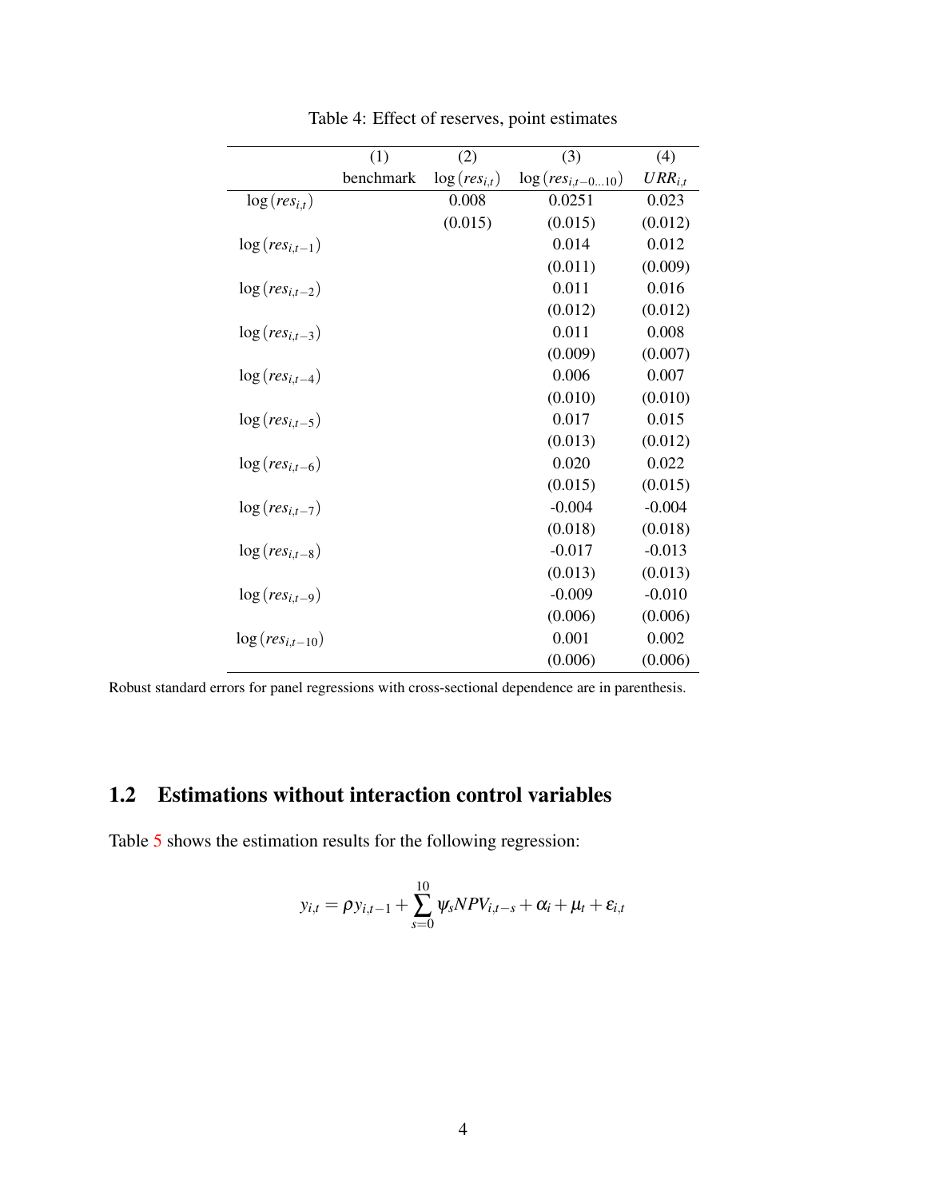Table 4: Effect of reserves, point estimates

| | (1) | (2) | (3) | (4) |
|---|---|---|---|---|
| | benchmark | $\log(res_{i,t})$ | $\log(res_{i,t-0...10})$ | $URR_{i,t}$ |
| $\log(res_{i,t})$ | | 0.008 | 0.0251 | 0.023 |
| | | (0.015) | (0.015) | (0.012) |
| $\log(res_{i,t-1})$ | | | 0.014 | 0.012 |
| | | | (0.011) | (0.009) |
| $\log(res_{i,t-2})$ | | | 0.011 | 0.016 |
| | | | (0.012) | (0.012) |
| $\log(res_{i,t-3})$ | | | 0.011 | 0.008 |
| | | | (0.009) | (0.007) |
| $\log(res_{i,t-4})$ | | | 0.006 | 0.007 |
| | | | (0.010) | (0.010) |
| $\log(res_{i,t-5})$ | | | 0.017 | 0.015 |
| | | | (0.013) | (0.012) |
| $\log(res_{i,t-6})$ | | | 0.020 | 0.022 |
| | | | (0.015) | (0.015) |
| $\log(res_{i,t-7})$ | | | -0.004 | -0.004 |
| | | | (0.018) | (0.018) |
| $\log(res_{i,t-8})$ | | | -0.017 | -0.013 |
| | | | (0.013) | (0.013) |
| $\log(res_{i,t-9})$ | | | -0.009 | -0.010 |
| | | | (0.006) | (0.006) |
| $\log(res_{i,t-10})$ | | | 0.001 | 0.002 |
| | | | (0.006) | (0.006) |

Robust standard errors for panel regressions with cross-sectional dependence are in parenthesis.

## 1.2 Estimations without interaction control variables

Table 5 shows the estimation results for the following regression:

$$y_{i,t} = \rho y_{i,t-1} + \sum_{s=0}^{10} \psi_s NPV_{i,t-s} + \alpha_i + \mu_t + \varepsilon_{i,t}$$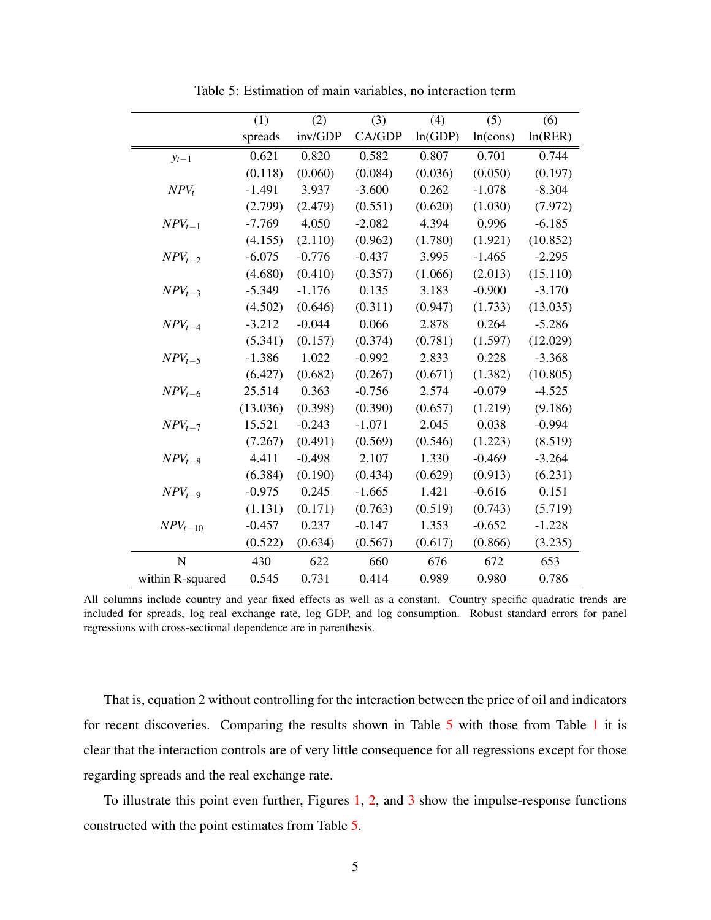Table 5: Estimation of main variables, no interaction term

| | (1) spreads | (2) inv/GDP | (3) CA/GDP | (4) ln(GDP) | (5) ln(cons) | (6) ln(RER) |
|---|---|---|---|---|---|---|
| $y_{t-1}$ | 0.621 | 0.820 | 0.582 | 0.807 | 0.701 | 0.744 |
| | (0.118) | (0.060) | (0.084) | (0.036) | (0.050) | (0.197) |
| $NPV_t$ | -1.491 | 3.937 | -3.600 | 0.262 | -1.078 | -8.304 |
| | (2.799) | (2.479) | (0.551) | (0.620) | (1.030) | (7.972) |
| $NPV_{t-1}$ | -7.769 | 4.050 | -2.082 | 4.394 | 0.996 | -6.185 |
| | (4.155) | (2.110) | (0.962) | (1.780) | (1.921) | (10.852) |
| $NPV_{t-2}$ | -6.075 | -0.776 | -0.437 | 3.995 | -1.465 | -2.295 |
| | (4.680) | (0.410) | (0.357) | (1.066) | (2.013) | (15.110) |
| $NPV_{t-3}$ | -5.349 | -1.176 | 0.135 | 3.183 | -0.900 | -3.170 |
| | (4.502) | (0.646) | (0.311) | (0.947) | (1.733) | (13.035) |
| $NPV_{t-4}$ | -3.212 | -0.044 | 0.066 | 2.878 | 0.264 | -5.286 |
| | (5.341) | (0.157) | (0.374) | (0.781) | (1.597) | (12.029) |
| $NPV_{t-5}$ | -1.386 | 1.022 | -0.992 | 2.833 | 0.228 | -3.368 |
| | (6.427) | (0.682) | (0.267) | (0.671) | (1.382) | (10.805) |
| $NPV_{t-6}$ | 25.514 | 0.363 | -0.756 | 2.574 | -0.079 | -4.525 |
| | (13.036) | (0.398) | (0.390) | (0.657) | (1.219) | (9.186) |
| $NPV_{t-7}$ | 15.521 | -0.243 | -1.071 | 2.045 | 0.038 | -0.994 |
| | (7.267) | (0.491) | (0.569) | (0.546) | (1.223) | (8.519) |
| $NPV_{t-8}$ | 4.411 | -0.498 | 2.107 | 1.330 | -0.469 | -3.264 |
| | (6.384) | (0.190) | (0.434) | (0.629) | (0.913) | (6.231) |
| $NPV_{t-9}$ | -0.975 | 0.245 | -1.665 | 1.421 | -0.616 | 0.151 |
| | (1.131) | (0.171) | (0.763) | (0.519) | (0.743) | (5.719) |
| $NPV_{t-10}$ | -0.457 | 0.237 | -0.147 | 1.353 | -0.652 | -1.228 |
| | (0.522) | (0.634) | (0.567) | (0.617) | (0.866) | (3.235) |
| N | 430 | 622 | 660 | 676 | 672 | 653 |
| within R-squared | 0.545 | 0.731 | 0.414 | 0.989 | 0.980 | 0.786 |

All columns include country and year fixed effects as well as a constant. Country specific quadratic trends are included for spreads, log real exchange rate, log GDP, and log consumption. Robust standard errors for panel regressions with cross-sectional dependence are in parenthesis.

That is, equation 2 without controlling for the interaction between the price of oil and indicators for recent discoveries. Comparing the results shown in Table 5 with those from Table 1 it is clear that the interaction controls are of very little consequence for all regressions except for those regarding spreads and the real exchange rate.

To illustrate this point even further, Figures 1, 2, and 3 show the impulse-response functions constructed with the point estimates from Table 5.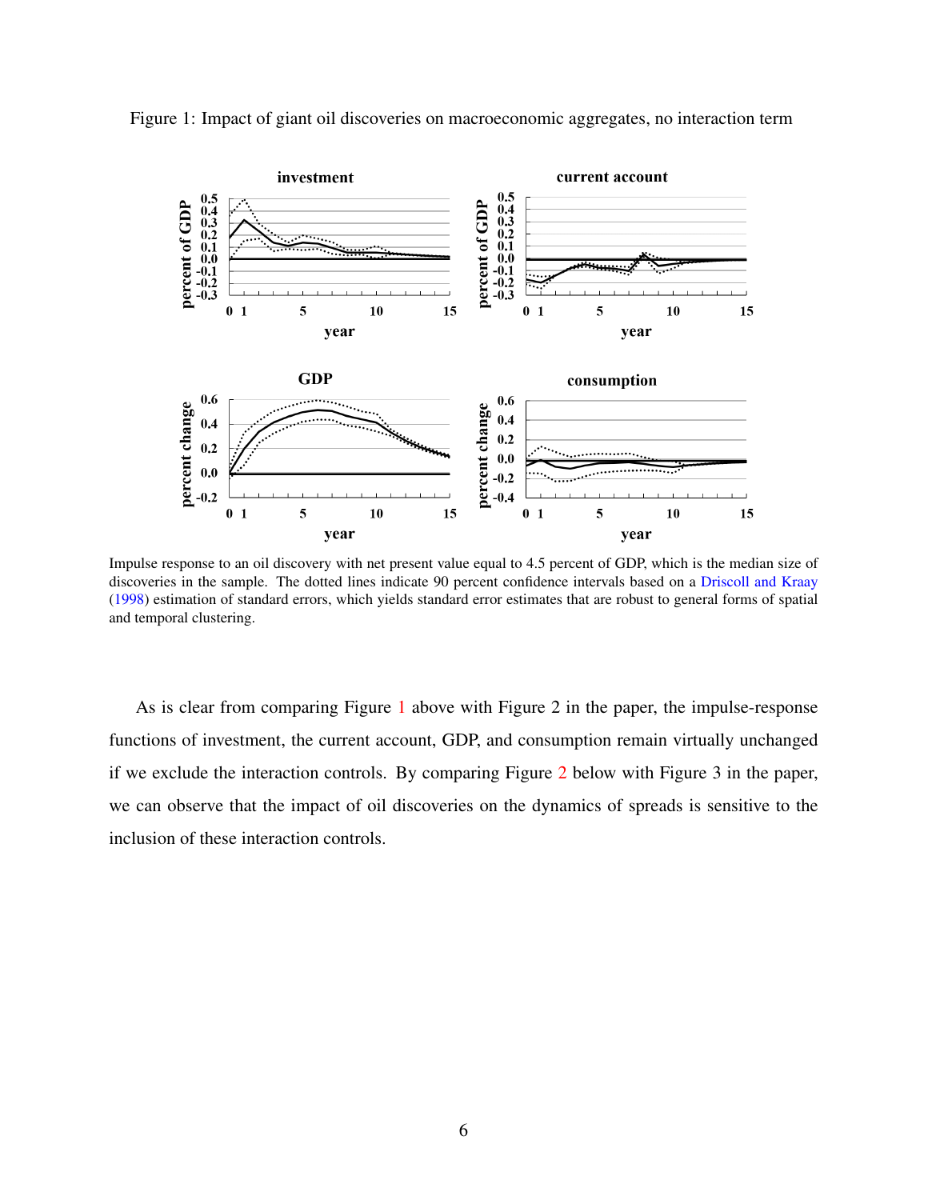Figure 1: Impact of giant oil discoveries on macroeconomic aggregates, no interaction term

Impulse response to an oil discovery with net present value equal to 4.5 percent of GDP, which is the median size of discoveries in the sample. The dotted lines indicate 90 percent confidence intervals based on a Driscoll and Kraay (1998) estimation of standard errors, which yields standard error estimates that are robust to general forms of spatial and temporal clustering.

As is clear from comparing Figure 1 above with Figure 2 in the paper, the impulse-response functions of investment, the current account, GDP, and consumption remain virtually unchanged if we exclude the interaction controls. By comparing Figure 2 below with Figure 3 in the paper, we can observe that the impact of oil discoveries on the dynamics of spreads is sensitive to the inclusion of these interaction controls.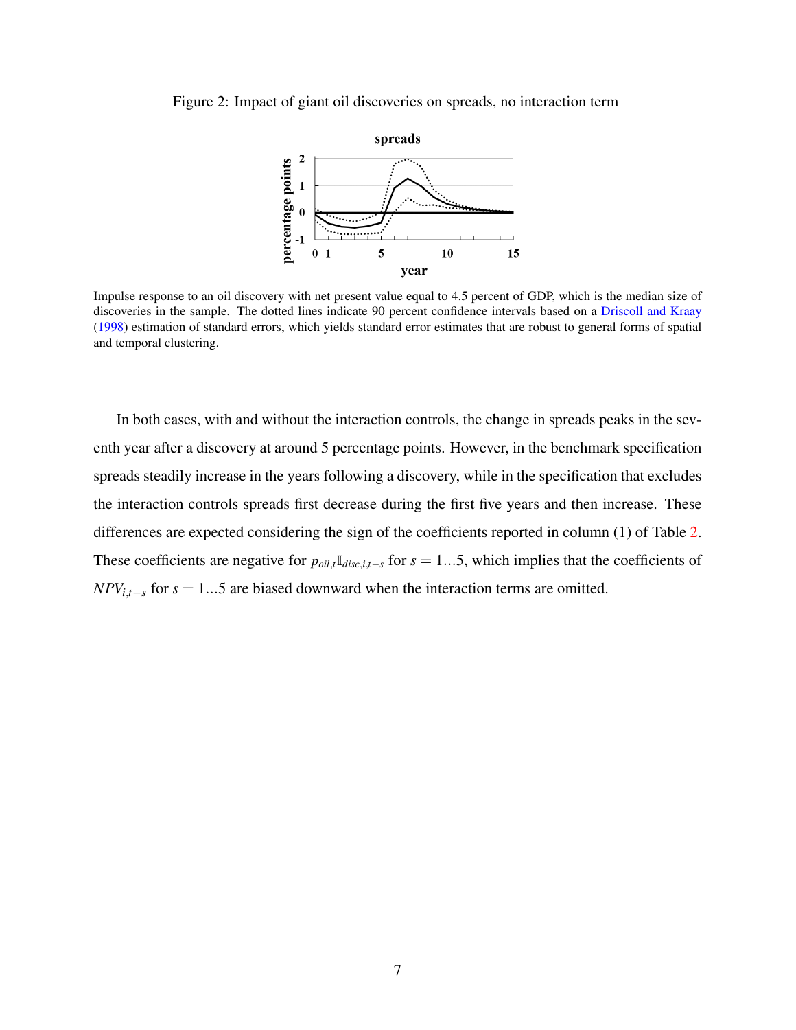Figure 2: Impact of giant oil discoveries on spreads, no interaction term

Impulse response to an oil discovery with net present value equal to 4.5 percent of GDP, which is the median size of discoveries in the sample. The dotted lines indicate 90 percent confidence intervals based on a Driscoll and Kraay (1998) estimation of standard errors, which yields standard error estimates that are robust to general forms of spatial and temporal clustering.

In both cases, with and without the interaction controls, the change in spreads peaks in the seventh year after a discovery at around 5 percentage points. However, in the benchmark specification spreads steadily increase in the years following a discovery, while in the specification that excludes the interaction controls spreads first decrease during the first five years and then increase. These differences are expected considering the sign of the coefficients reported in column (1) of Table 2. These coefficients are negative for $p_{oil,t}\mathbb{I}_{disc,i,t-s}$ for $s = 1...5$, which implies that the coefficients of $NPV_{i,t-s}$ for $s = 1...5$ are biased downward when the interaction terms are omitted.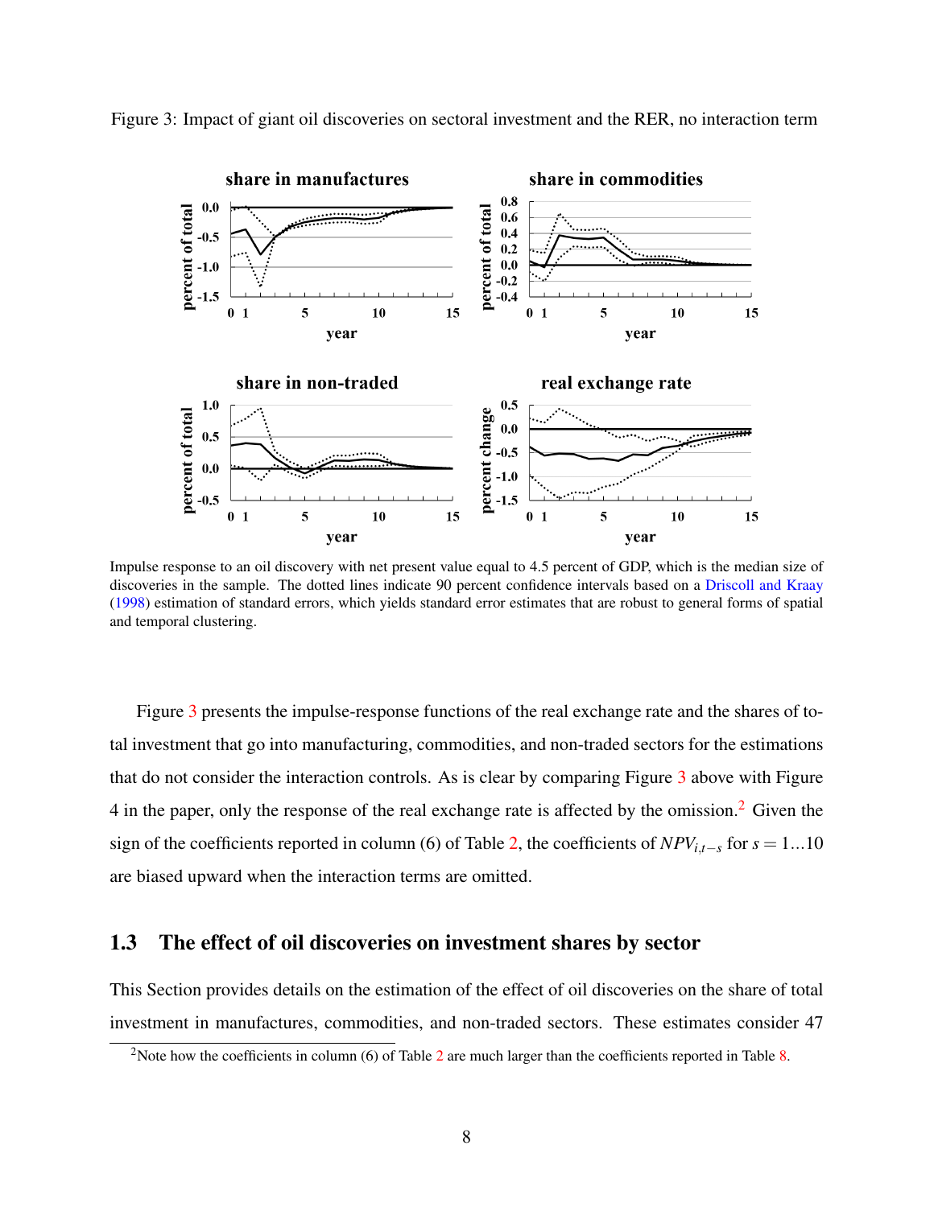Figure 3: Impact of giant oil discoveries on sectoral investment and the RER, no interaction term

Impulse response to an oil discovery with net present value equal to 4.5 percent of GDP, which is the median size of discoveries in the sample. The dotted lines indicate 90 percent confidence intervals based on a Driscoll and Kraay (1998) estimation of standard errors, which yields standard error estimates that are robust to general forms of spatial and temporal clustering.

Figure 3 presents the impulse-response functions of the real exchange rate and the shares of total investment that go into manufacturing, commodities, and non-traded sectors for the estimations that do not consider the interaction controls. As is clear by comparing Figure 3 above with Figure 4 in the paper, only the response of the real exchange rate is affected by the omission.[2] Given the sign of the coefficients reported in column (6) of Table 2, the coefficients of $NPV_{i,t-s}$ for $s = 1...10$ are biased upward when the interaction terms are omitted.

## 1.3 The effect of oil discoveries on investment shares by sector

This Section provides details on the estimation of the effect of oil discoveries on the share of total investment in manufactures, commodities, and non-traded sectors. These estimates consider 47

[2]Note how the coefficients in column (6) of Table 2 are much larger than the coefficients reported in Table 8.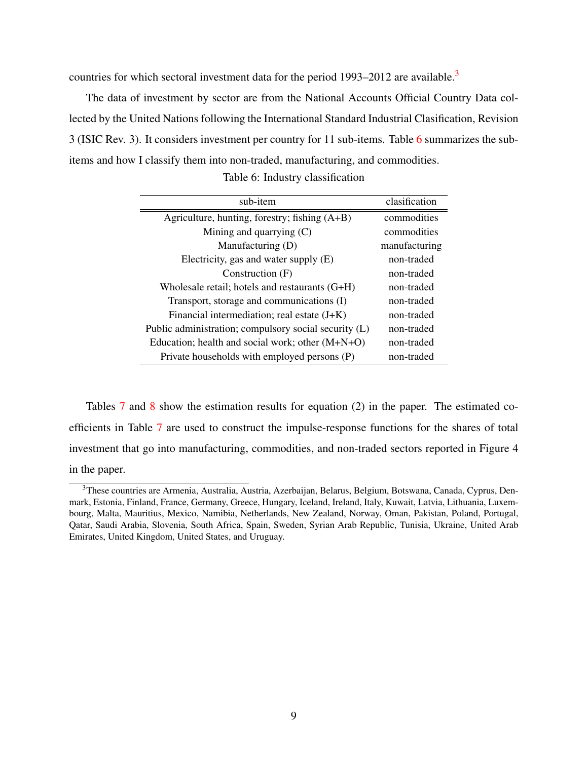countries for which sectoral investment data for the period 1993–2012 are available.[3]

The data of investment by sector are from the National Accounts Official Country Data collected by the United Nations following the International Standard Industrial Clasification, Revision 3 (ISIC Rev. 3). It considers investment per country for 11 sub-items. Table 6 summarizes the sub-items and how I classify them into non-traded, manufacturing, and commodities.

Table 6: Industry classification

| sub-item | clasification |
|---|---|
| Agriculture, hunting, forestry; fishing (A+B) | commodities |
| Mining and quarrying (C) | commodities |
| Manufacturing (D) | manufacturing |
| Electricity, gas and water supply (E) | non-traded |
| Construction (F) | non-traded |
| Wholesale retail; hotels and restaurants (G+H) | non-traded |
| Transport, storage and communications (I) | non-traded |
| Financial intermediation; real estate (J+K) | non-traded |
| Public administration; compulsory social security (L) | non-traded |
| Education; health and social work; other (M+N+O) | non-traded |
| Private households with employed persons (P) | non-traded |

Tables 7 and 8 show the estimation results for equation (2) in the paper. The estimated coefficients in Table 7 are used to construct the impulse-response functions for the shares of total investment that go into manufacturing, commodities, and non-traded sectors reported in Figure 4 in the paper.

[3] These countries are Armenia, Australia, Austria, Azerbaijan, Belarus, Belgium, Botswana, Canada, Cyprus, Denmark, Estonia, Finland, France, Germany, Greece, Hungary, Iceland, Ireland, Italy, Kuwait, Latvia, Lithuania, Luxembourg, Malta, Mauritius, Mexico, Namibia, Netherlands, New Zealand, Norway, Oman, Pakistan, Poland, Portugal, Qatar, Saudi Arabia, Slovenia, South Africa, Spain, Sweden, Syrian Arab Republic, Tunisia, Ukraine, United Arab Emirates, United Kingdom, United States, and Uruguay.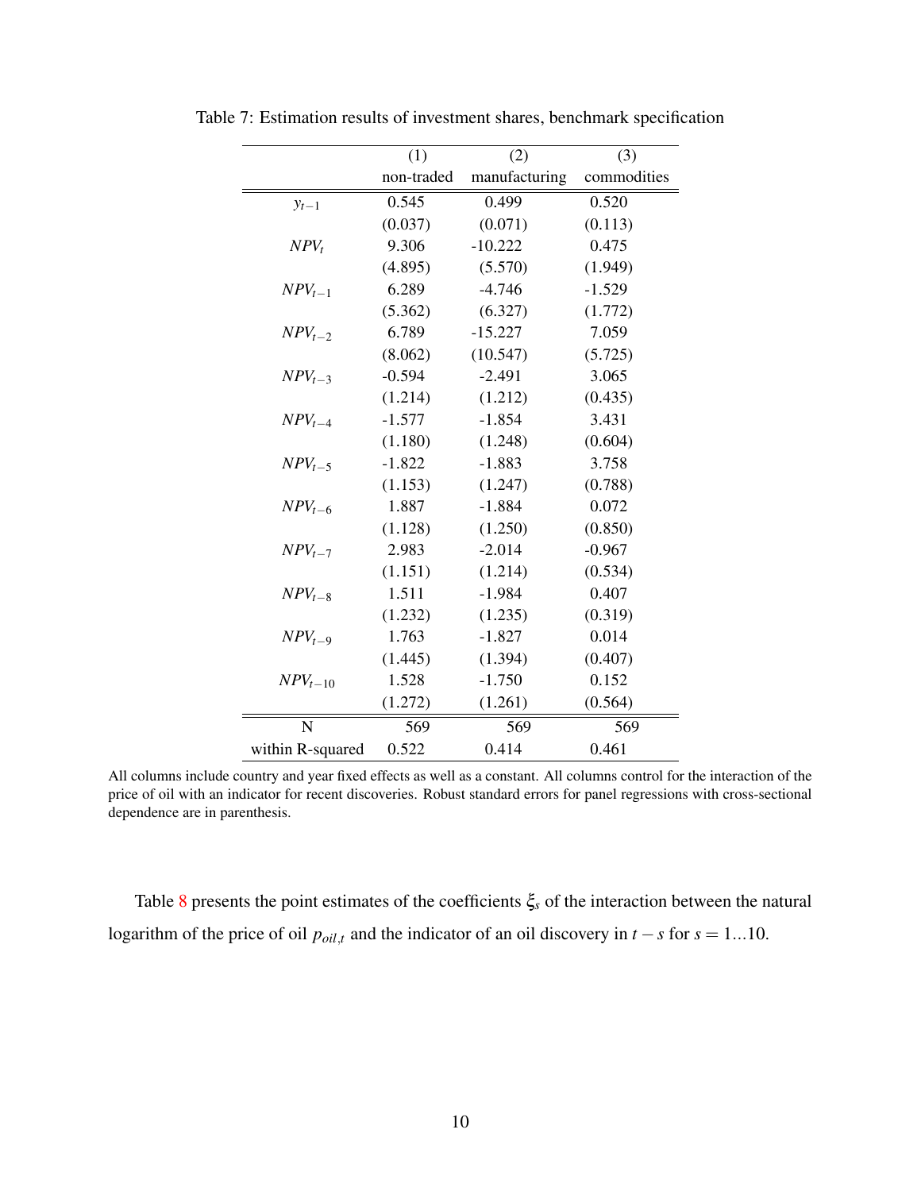Table 7: Estimation results of investment shares, benchmark specification

| | (1) | (2) | (3) |
|---|---|---|---|
| | non-traded | manufacturing | commodities |
| $y_{t-1}$ | 0.545 | 0.499 | 0.520 |
| | (0.037) | (0.071) | (0.113) |
| $NPV_t$ | 9.306 | -10.222 | 0.475 |
| | (4.895) | (5.570) | (1.949) |
| $NPV_{t-1}$ | 6.289 | -4.746 | -1.529 |
| | (5.362) | (6.327) | (1.772) |
| $NPV_{t-2}$ | 6.789 | -15.227 | 7.059 |
| | (8.062) | (10.547) | (5.725) |
| $NPV_{t-3}$ | -0.594 | -2.491 | 3.065 |
| | (1.214) | (1.212) | (0.435) |
| $NPV_{t-4}$ | -1.577 | -1.854 | 3.431 |
| | (1.180) | (1.248) | (0.604) |
| $NPV_{t-5}$ | -1.822 | -1.883 | 3.758 |
| | (1.153) | (1.247) | (0.788) |
| $NPV_{t-6}$ | 1.887 | -1.884 | 0.072 |
| | (1.128) | (1.250) | (0.850) |
| $NPV_{t-7}$ | 2.983 | -2.014 | -0.967 |
| | (1.151) | (1.214) | (0.534) |
| $NPV_{t-8}$ | 1.511 | -1.984 | 0.407 |
| | (1.232) | (1.235) | (0.319) |
| $NPV_{t-9}$ | 1.763 | -1.827 | 0.014 |
| | (1.445) | (1.394) | (0.407) |
| $NPV_{t-10}$ | 1.528 | -1.750 | 0.152 |
| | (1.272) | (1.261) | (0.564) |
| N | 569 | 569 | 569 |
| within R-squared | 0.522 | 0.414 | 0.461 |

All columns include country and year fixed effects as well as a constant. All columns control for the interaction of the price of oil with an indicator for recent discoveries. Robust standard errors for panel regressions with cross-sectional dependence are in parenthesis.

Table 8 presents the point estimates of the coefficients $\xi_s$ of the interaction between the natural logarithm of the price of oil $p_{oil,t}$ and the indicator of an oil discovery in $t-s$ for $s = 1...10$.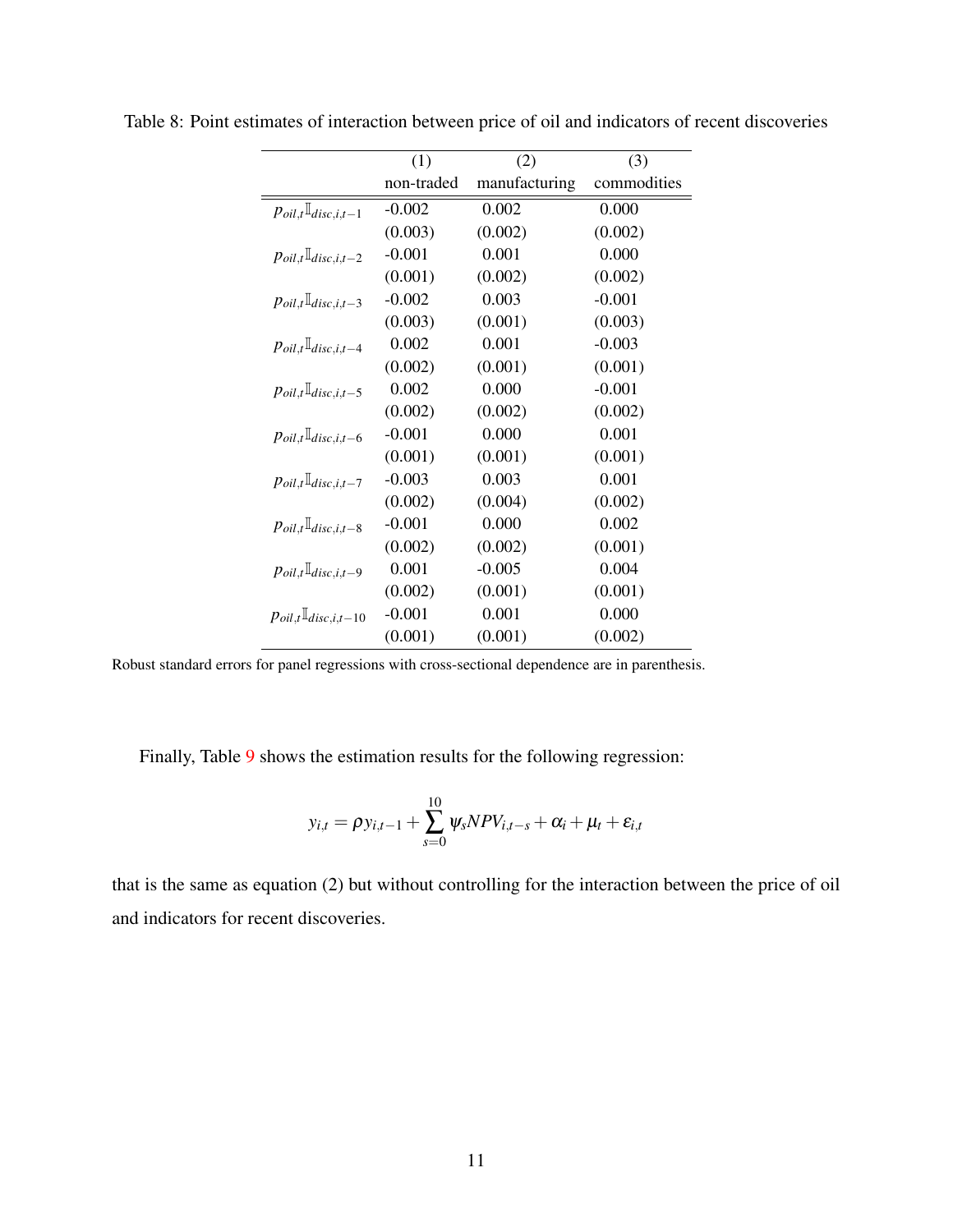Table 8: Point estimates of interaction between price of oil and indicators of recent discoveries

| | (1) | (2) | (3) |
|---|---|---|---|
| | non-traded | manufacturing | commodities |
| $p_{oil,t}\mathbb{I}_{disc,i,t-1}$ | -0.002 | 0.002 | 0.000 |
| | (0.003) | (0.002) | (0.002) |
| $p_{oil,t}\mathbb{I}_{disc,i,t-2}$ | -0.001 | 0.001 | 0.000 |
| | (0.001) | (0.002) | (0.002) |
| $p_{oil,t}\mathbb{I}_{disc,i,t-3}$ | -0.002 | 0.003 | -0.001 |
| | (0.003) | (0.001) | (0.003) |
| $p_{oil,t}\mathbb{I}_{disc,i,t-4}$ | 0.002 | 0.001 | -0.003 |
| | (0.002) | (0.001) | (0.001) |
| $p_{oil,t}\mathbb{I}_{disc,i,t-5}$ | 0.002 | 0.000 | -0.001 |
| | (0.002) | (0.002) | (0.002) |
| $p_{oil,t}\mathbb{I}_{disc,i,t-6}$ | -0.001 | 0.000 | 0.001 |
| | (0.001) | (0.001) | (0.001) |
| $p_{oil,t}\mathbb{I}_{disc,i,t-7}$ | -0.003 | 0.003 | 0.001 |
| | (0.002) | (0.004) | (0.002) |
| $p_{oil,t}\mathbb{I}_{disc,i,t-8}$ | -0.001 | 0.000 | 0.002 |
| | (0.002) | (0.002) | (0.001) |
| $p_{oil,t}\mathbb{I}_{disc,i,t-9}$ | 0.001 | -0.005 | 0.004 |
| | (0.002) | (0.001) | (0.001) |
| $p_{oil,t}\mathbb{I}_{disc,i,t-10}$ | -0.001 | 0.001 | 0.000 |
| | (0.001) | (0.001) | (0.002) |

Robust standard errors for panel regressions with cross-sectional dependence are in parenthesis.

Finally, Table 9 shows the estimation results for the following regression:

$$y_{i,t} = \rho y_{i,t-1} + \sum_{s=0}^{10} \psi_s NPV_{i,t-s} + \alpha_i + \mu_t + \varepsilon_{i,t}$$

that is the same as equation (2) but without controlling for the interaction between the price of oil and indicators for recent discoveries.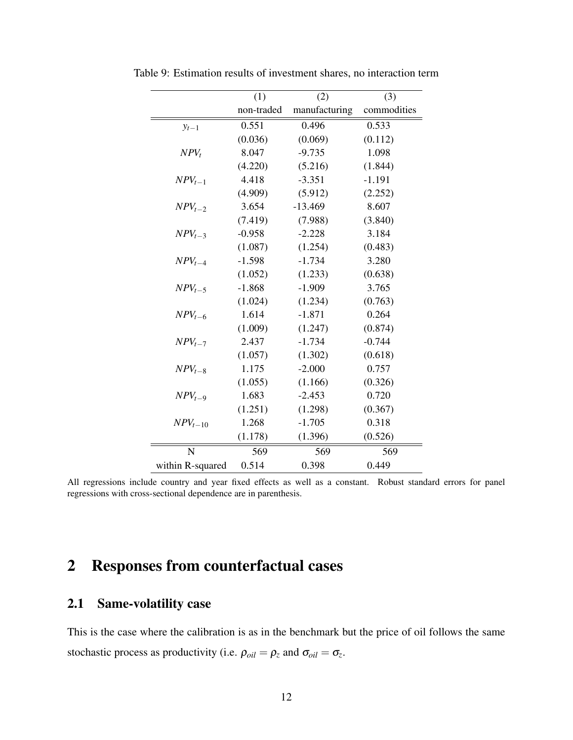Table 9: Estimation results of investment shares, no interaction term

| | (1) | (2) | (3) |
|---|---|---|---|
| | non-traded | manufacturing | commodities |
| $y_{t-1}$ | 0.551 | 0.496 | 0.533 |
| | (0.036) | (0.069) | (0.112) |
| $NPV_t$ | 8.047 | -9.735 | 1.098 |
| | (4.220) | (5.216) | (1.844) |
| $NPV_{t-1}$ | 4.418 | -3.351 | -1.191 |
| | (4.909) | (5.912) | (2.252) |
| $NPV_{t-2}$ | 3.654 | -13.469 | 8.607 |
| | (7.419) | (7.988) | (3.840) |
| $NPV_{t-3}$ | -0.958 | -2.228 | 3.184 |
| | (1.087) | (1.254) | (0.483) |
| $NPV_{t-4}$ | -1.598 | -1.734 | 3.280 |
| | (1.052) | (1.233) | (0.638) |
| $NPV_{t-5}$ | -1.868 | -1.909 | 3.765 |
| | (1.024) | (1.234) | (0.763) |
| $NPV_{t-6}$ | 1.614 | -1.871 | 0.264 |
| | (1.009) | (1.247) | (0.874) |
| $NPV_{t-7}$ | 2.437 | -1.734 | -0.744 |
| | (1.057) | (1.302) | (0.618) |
| $NPV_{t-8}$ | 1.175 | -2.000 | 0.757 |
| | (1.055) | (1.166) | (0.326) |
| $NPV_{t-9}$ | 1.683 | -2.453 | 0.720 |
| | (1.251) | (1.298) | (0.367) |
| $NPV_{t-10}$ | 1.268 | -1.705 | 0.318 |
| | (1.178) | (1.396) | (0.526) |
| N | 569 | 569 | 569 |
| within R-squared | 0.514 | 0.398 | 0.449 |

All regressions include country and year fixed effects as well as a constant. Robust standard errors for panel regressions with cross-sectional dependence are in parenthesis.

# 2 Responses from counterfactual cases

## 2.1 Same-volatility case

This is the case where the calibration is as in the benchmark but the price of oil follows the same stochastic process as productivity (i.e. $\rho_{oil} = \rho_z$ and $\sigma_{oil} = \sigma_z$.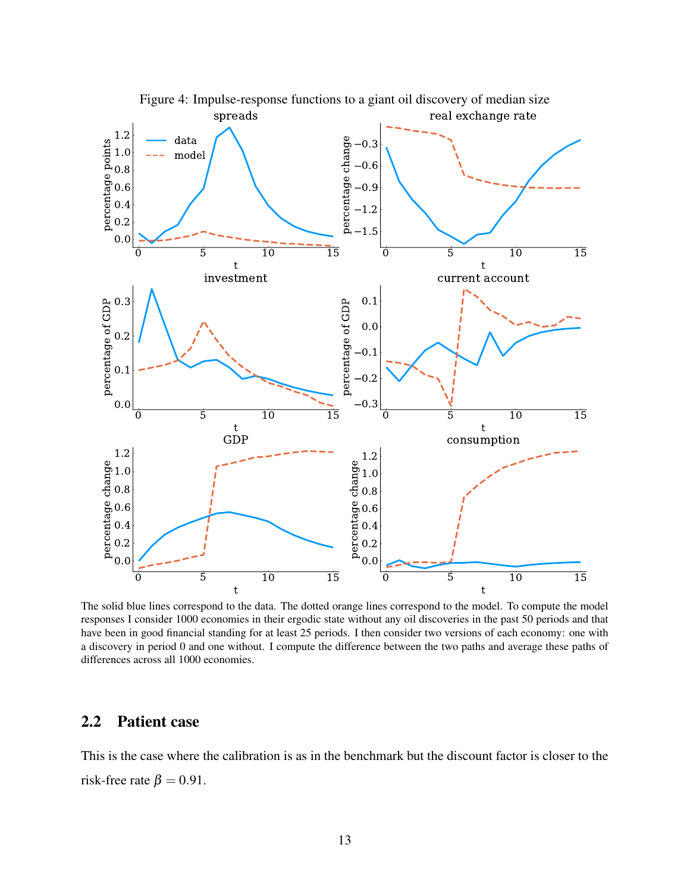Figure 4: Impulse-response functions to a giant oil discovery of median size

The solid blue lines correspond to the data. The dotted orange lines correspond to the model. To compute the model responses I consider 1000 economies in their ergodic state without any oil discoveries in the past 50 periods and that have been in good financial standing for at least 25 periods. I then consider two versions of each economy: one with a discovery in period 0 and one without. I compute the difference between the two paths and average these paths of differences across all 1000 economies.

## 2.2 Patient case

This is the case where the calibration is as in the benchmark but the discount factor is closer to the risk-free rate $\beta = 0.91$.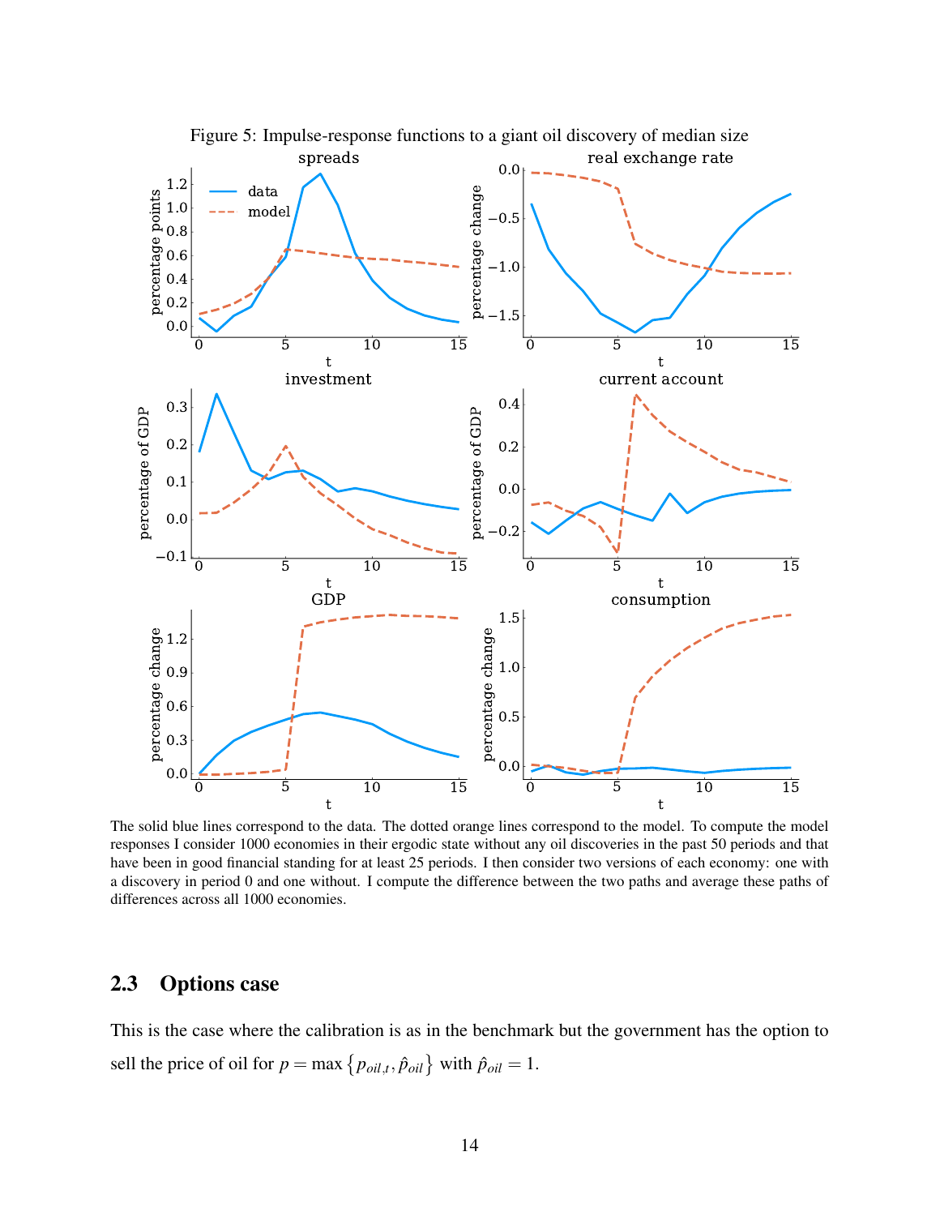Figure 5: Impulse-response functions to a giant oil discovery of median size

The solid blue lines correspond to the data. The dotted orange lines correspond to the model. To compute the model responses I consider 1000 economies in their ergodic state without any oil discoveries in the past 50 periods and that have been in good financial standing for at least 25 periods. I then consider two versions of each economy: one with a discovery in period 0 and one without. I compute the difference between the two paths and average these paths of differences across all 1000 economies.

## 2.3 Options case

This is the case where the calibration is as in the benchmark but the government has the option to sell the price of oil for $p = \max\left\{p_{oil,t}, \hat{p}_{oil}\right\}$ with $\hat{p}_{oil} = 1$.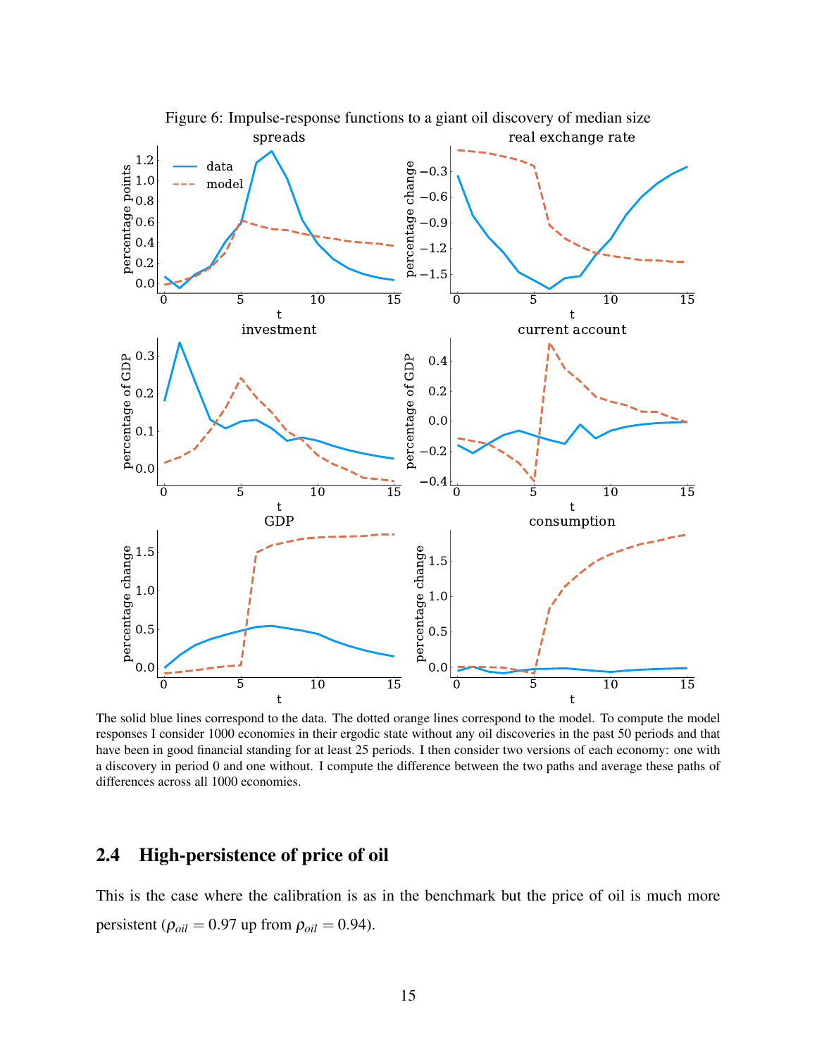Figure 6: Impulse-response functions to a giant oil discovery of median size

The solid blue lines correspond to the data. The dotted orange lines correspond to the model. To compute the model responses I consider 1000 economies in their ergodic state without any oil discoveries in the past 50 periods and that have been in good financial standing for at least 25 periods. I then consider two versions of each economy: one with a discovery in period 0 and one without. I compute the difference between the two paths and average these paths of differences across all 1000 economies.

## 2.4 High-persistence of price of oil

This is the case where the calibration is as in the benchmark but the price of oil is much more persistent ($\rho_{oil} = 0.97$ up from $\rho_{oil} = 0.94$).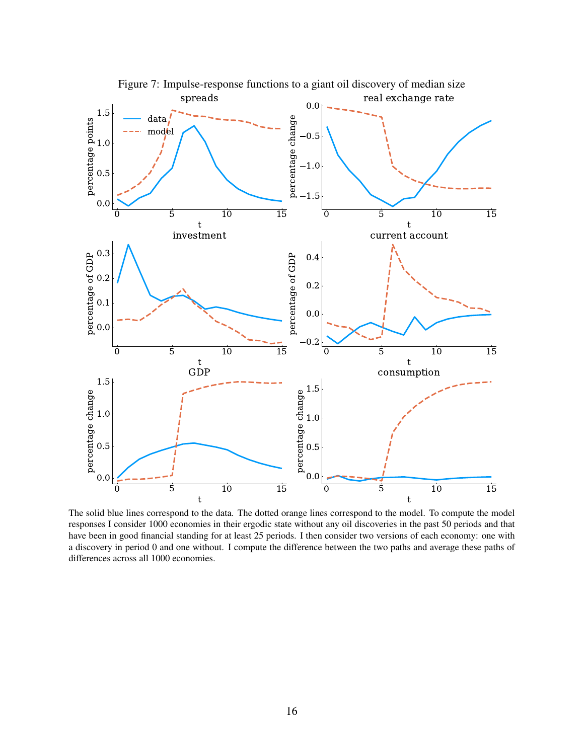Figure 7: Impulse-response functions to a giant oil discovery of median size

The solid blue lines correspond to the data. The dotted orange lines correspond to the model. To compute the model responses I consider 1000 economies in their ergodic state without any oil discoveries in the past 50 periods and that have been in good financial standing for at least 25 periods. I then consider two versions of each economy: one with a discovery in period 0 and one without. I compute the difference between the two paths and average these paths of differences across all 1000 economies.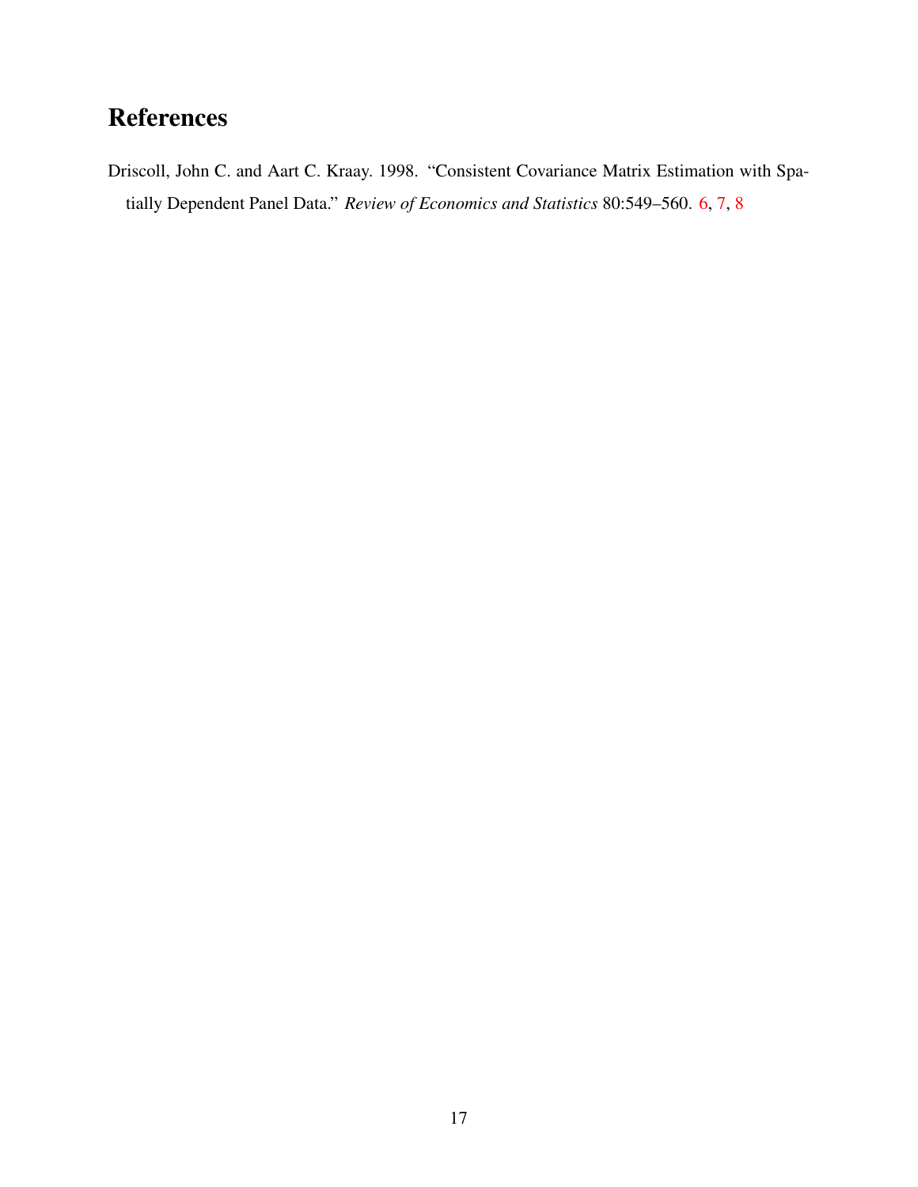# References

Driscoll, John C. and Aart C. Kraay. 1998. "Consistent Covariance Matrix Estimation with Spatially Dependent Panel Data." *Review of Economics and Statistics* 80:549–560. 6, 7, 8